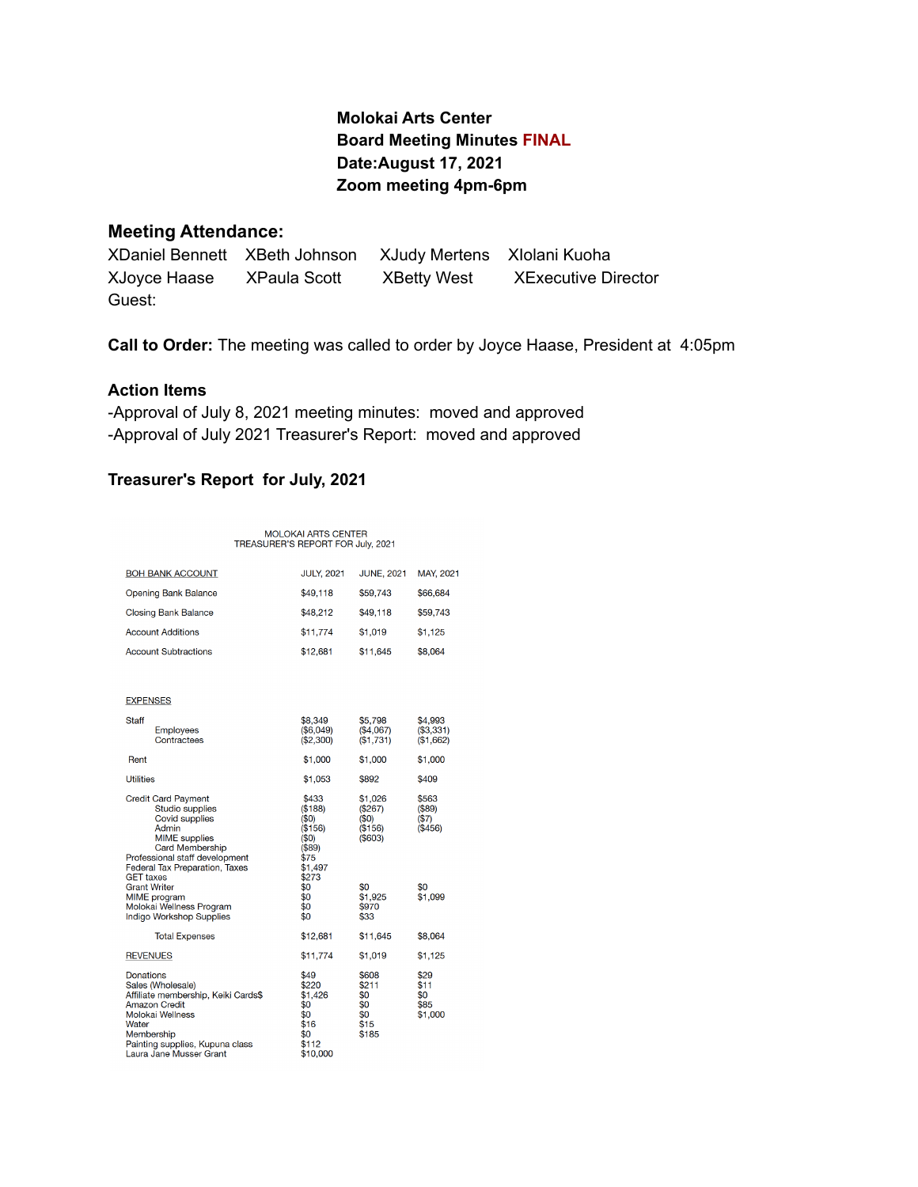**Molokai Arts Center**
**Board Meeting Minutes FINAL**
**Date:August 17, 2021**
**Zoom meeting 4pm-6pm**

## Meeting Attendance:

XDaniel Bennett XBeth Johnson XJudy Mertens XIolani Kuoha
XJoyce Haase XPaula Scott XBetty West XExecutive Director
Guest:

**Call to Order:** The meeting was called to order by Joyce Haase, President at 4:05pm

## Action Items

-Approval of July 8, 2021 meeting minutes: moved and approved
-Approval of July 2021 Treasurer's Report: moved and approved

## Treasurer's Report for July, 2021

MOLOKAI ARTS CENTER
TREASURER'S REPORT FOR July, 2021

| BOH BANK ACCOUNT | JULY, 2021 | JUNE, 2021 | MAY, 2021 |
|---|---|---|---|
| Opening Bank Balance | $49,118 | $59,743 | $66,684 |
| Closing Bank Balance | $48,212 | $49,118 | $59,743 |
| Account Additions | $11,774 | $1,019 | $1,125 |
| Account Subtractions | $12,681 | $11,645 | $8,064 |
| | | | |
| EXPENSES | | | |
| Staff | $8,349 | $5,798 | $4,993 |
| Employees | ($6,049) | ($4,067) | ($3,331) |
| Contractees | ($2,300) | ($1,731) | ($1,662) |
| Rent | $1,000 | $1,000 | $1,000 |
| Utilities | $1,053 | $892 | $409 |
| Credit Card Payment | $433 | $1,026 | $563 |
| Studio supplies | ($188) | ($267) | ($89) |
| Covid supplies | ($0) | ($0) | ($7) |
| Admin | ($156) | ($156) | ($456) |
| MIME supplies | ($0) | ($603) | |
| Card Membership | ($89) | | |
| Professional staff development | $75 | | |
| Federal Tax Preparation, Taxes | $1,497 | | |
| GET taxes | $273 | | |
| Grant Writer | $0 | $0 | $0 |
| MIME program | $0 | $1,925 | $1,099 |
| Molokai Wellness Program | $0 | $970 | |
| Indigo Workshop Supplies | $0 | $33 | |
| Total Expenses | $12,681 | $11,645 | $8,064 |
| REVENUES | $11,774 | $1,019 | $1,125 |
| Donations | $49 | $608 | $29 |
| Sales (Wholesale) | $220 | $211 | $11 |
| Affiliate membership, Keiki Cards$ | $1,426 | $0 | $0 |
| Amazon Credit | $0 | $0 | $85 |
| Molokai Wellness | $0 | $0 | $1,000 |
| Water | $16 | $15 | |
| Membership | $0 | $185 | |
| Painting supplies, Kupuna class | $112 | | |
| Laura Jane Musser Grant | $10,000 | | |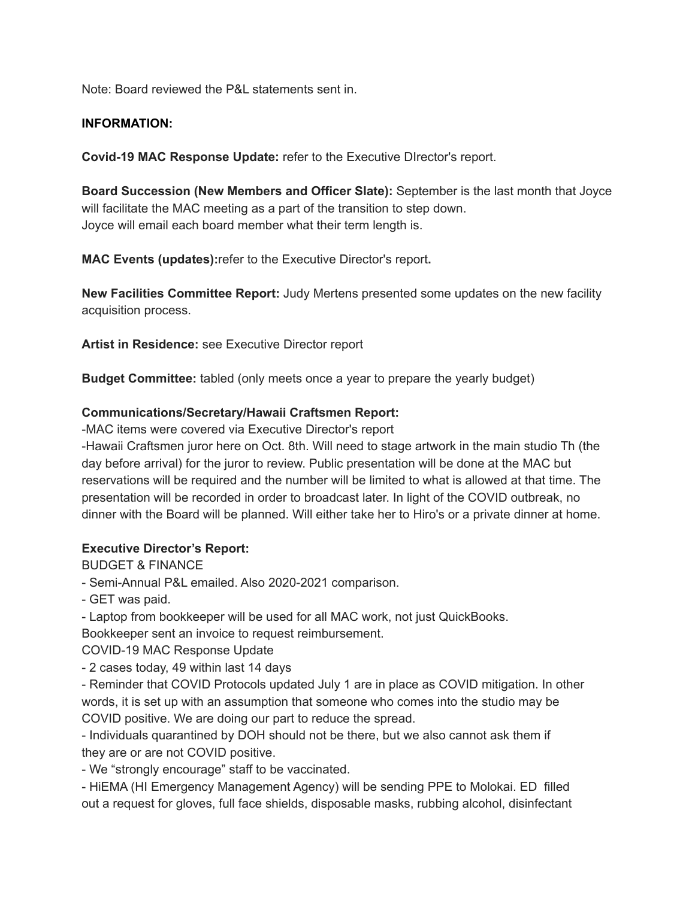Note: Board reviewed the P&L statements sent in.

**INFORMATION:**

**Covid-19 MAC Response Update:** refer to the Executive DIrector's report.

**Board Succession (New Members and Officer Slate):** September is the last month that Joyce will facilitate the MAC meeting as a part of the transition to step down.
Joyce will email each board member what their term length is.

**MAC Events (updates):**refer to the Executive Director's report**.**

**New Facilities Committee Report:** Judy Mertens presented some updates on the new facility acquisition process.

**Artist in Residence:** see Executive Director report

**Budget Committee:** tabled (only meets once a year to prepare the yearly budget)

**Communications/Secretary/Hawaii Craftsmen Report:**
-MAC items were covered via Executive Director's report
-Hawaii Craftsmen juror here on Oct. 8th. Will need to stage artwork in the main studio Th (the day before arrival) for the juror to review. Public presentation will be done at the MAC but reservations will be required and the number will be limited to what is allowed at that time. The presentation will be recorded in order to broadcast later. In light of the COVID outbreak, no dinner with the Board will be planned. Will either take her to Hiro's or a private dinner at home.

**Executive Director's Report:**
BUDGET & FINANCE
- Semi-Annual P&L emailed. Also 2020-2021 comparison.
- GET was paid.
- Laptop from bookkeeper will be used for all MAC work, not just QuickBooks.
Bookkeeper sent an invoice to request reimbursement.
COVID-19 MAC Response Update
- 2 cases today, 49 within last 14 days
- Reminder that COVID Protocols updated July 1 are in place as COVID mitigation. In other words, it is set up with an assumption that someone who comes into the studio may be COVID positive. We are doing our part to reduce the spread.
- Individuals quarantined by DOH should not be there, but we also cannot ask them if they are or are not COVID positive.
- We "strongly encourage" staff to be vaccinated.
- HiEMA (HI Emergency Management Agency) will be sending PPE to Molokai. ED filled out a request for gloves, full face shields, disposable masks, rubbing alcohol, disinfectant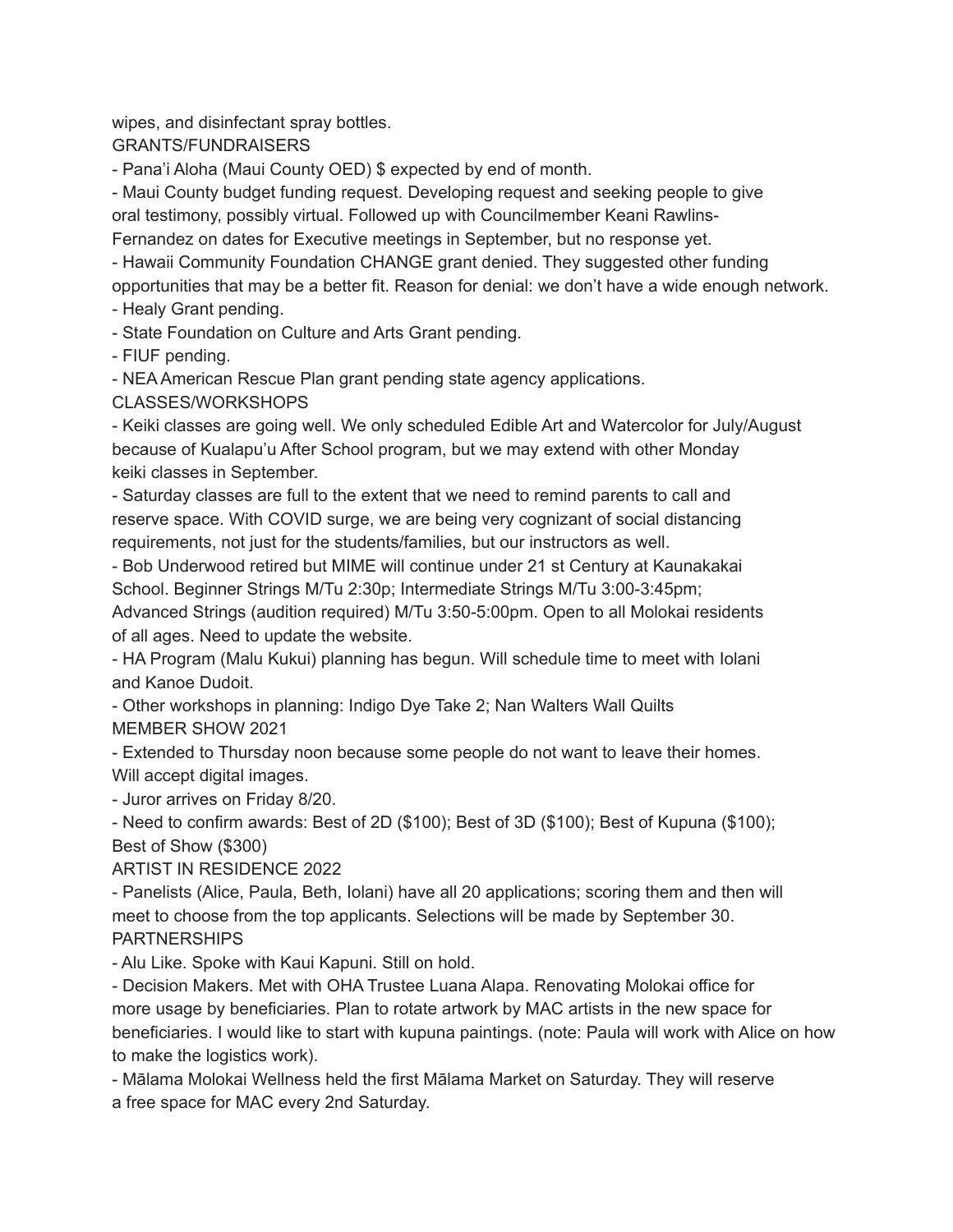wipes, and disinfectant spray bottles.

## GRANTS/FUNDRAISERS

- Pana'i Aloha (Maui County OED) $ expected by end of month.
- Maui County budget funding request. Developing request and seeking people to give oral testimony, possibly virtual. Followed up with Councilmember Keani Rawlins-Fernandez on dates for Executive meetings in September, but no response yet.
- Hawaii Community Foundation CHANGE grant denied. They suggested other funding opportunities that may be a better fit. Reason for denial: we don't have a wide enough network.
- Healy Grant pending.
- State Foundation on Culture and Arts Grant pending.
- FIUF pending.
- NEA American Rescue Plan grant pending state agency applications.

## CLASSES/WORKSHOPS

- Keiki classes are going well. We only scheduled Edible Art and Watercolor for July/August because of Kualapu'u After School program, but we may extend with other Monday keiki classes in September.
- Saturday classes are full to the extent that we need to remind parents to call and reserve space. With COVID surge, we are being very cognizant of social distancing requirements, not just for the students/families, but our instructors as well.
- Bob Underwood retired but MIME will continue under 21 st Century at Kaunakakai School. Beginner Strings M/Tu 2:30p; Intermediate Strings M/Tu 3:00-3:45pm; Advanced Strings (audition required) M/Tu 3:50-5:00pm. Open to all Molokai residents of all ages. Need to update the website.
- HA Program (Malu Kukui) planning has begun. Will schedule time to meet with Iolani and Kanoe Dudoit.
- Other workshops in planning: Indigo Dye Take 2; Nan Walters Wall Quilts

## MEMBER SHOW 2021

- Extended to Thursday noon because some people do not want to leave their homes. Will accept digital images.
- Juror arrives on Friday 8/20.
- Need to confirm awards: Best of 2D ($100); Best of 3D ($100); Best of Kupuna ($100); Best of Show ($300)

## ARTIST IN RESIDENCE 2022

- Panelists (Alice, Paula, Beth, Iolani) have all 20 applications; scoring them and then will meet to choose from the top applicants. Selections will be made by September 30.

## PARTNERSHIPS

- Alu Like. Spoke with Kaui Kapuni. Still on hold.
- Decision Makers. Met with OHA Trustee Luana Alapa. Renovating Molokai office for more usage by beneficiaries. Plan to rotate artwork by MAC artists in the new space for beneficiaries. I would like to start with kupuna paintings. (note: Paula will work with Alice on how to make the logistics work).
- Mālama Molokai Wellness held the first Mālama Market on Saturday. They will reserve a free space for MAC every 2nd Saturday.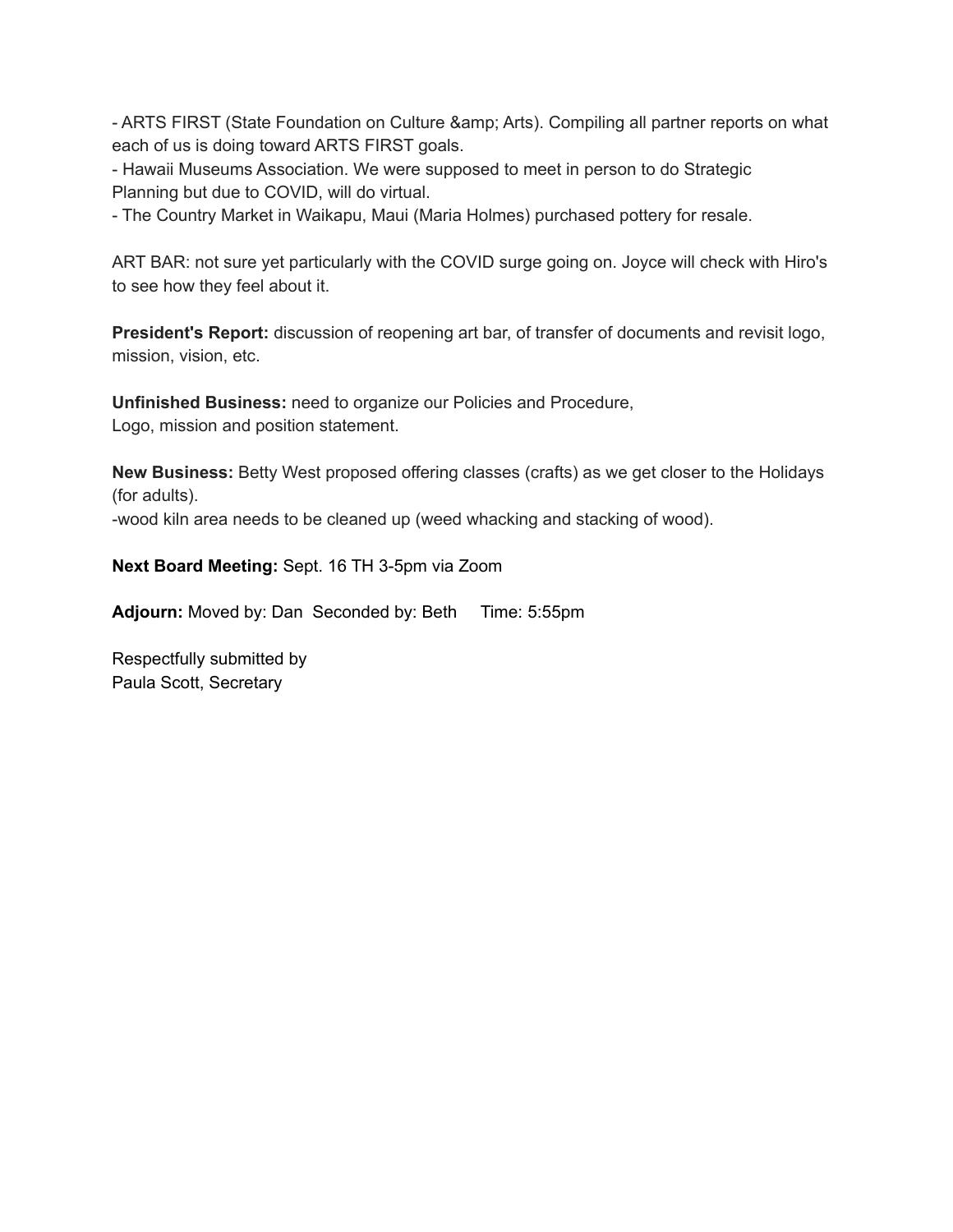- ARTS FIRST (State Foundation on Culture &amp; Arts). Compiling all partner reports on what each of us is doing toward ARTS FIRST goals.
- Hawaii Museums Association. We were supposed to meet in person to do Strategic Planning but due to COVID, will do virtual.
- The Country Market in Waikapu, Maui (Maria Holmes) purchased pottery for resale.

ART BAR: not sure yet particularly with the COVID surge going on. Joyce will check with Hiro's to see how they feel about it.

**President's Report:** discussion of reopening art bar, of transfer of documents and revisit logo, mission, vision, etc.

**Unfinished Business:** need to organize our Policies and Procedure,
Logo, mission and position statement.

**New Business:** Betty West proposed offering classes (crafts) as we get closer to the Holidays (for adults).
-wood kiln area needs to be cleaned up (weed whacking and stacking of wood).

**Next Board Meeting:** Sept. 16 TH 3-5pm via Zoom

**Adjourn:** Moved by: Dan  Seconded by: Beth     Time: 5:55pm

Respectfully submitted by
Paula Scott, Secretary